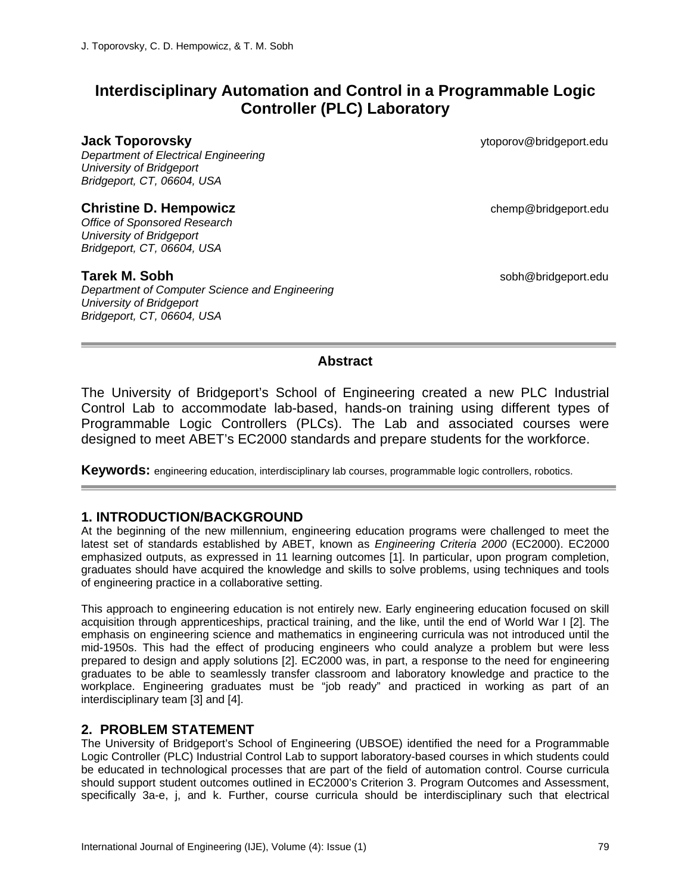# Interdisciplinary Automation and Control in a Programmable Logic Controller (PLC) Laboratory

**Jack Toporovsky** ytoporov@bridgeport.edu
*Department of Electrical Engineering*
*University of Bridgeport*
*Bridgeport, CT, 06604, USA*

**Christine D. Hempowicz** chemp@bridgeport.edu
*Office of Sponsored Research*
*University of Bridgeport*
*Bridgeport, CT, 06604, USA*

**Tarek M. Sobh** sobh@bridgeport.edu
*Department of Computer Science and Engineering*
*University of Bridgeport*
*Bridgeport, CT, 06604, USA*

## Abstract

The University of Bridgeport's School of Engineering created a new PLC Industrial Control Lab to accommodate lab-based, hands-on training using different types of Programmable Logic Controllers (PLCs). The Lab and associated courses were designed to meet ABET's EC2000 standards and prepare students for the workforce.

**Keywords:** engineering education, interdisciplinary lab courses, programmable logic controllers, robotics.

## 1. INTRODUCTION/BACKGROUND

At the beginning of the new millennium, engineering education programs were challenged to meet the latest set of standards established by ABET, known as *Engineering Criteria 2000* (EC2000). EC2000 emphasized outputs, as expressed in 11 learning outcomes [1]. In particular, upon program completion, graduates should have acquired the knowledge and skills to solve problems, using techniques and tools of engineering practice in a collaborative setting.

This approach to engineering education is not entirely new. Early engineering education focused on skill acquisition through apprenticeships, practical training, and the like, until the end of World War I [2]. The emphasis on engineering science and mathematics in engineering curricula was not introduced until the mid-1950s. This had the effect of producing engineers who could analyze a problem but were less prepared to design and apply solutions [2]. EC2000 was, in part, a response to the need for engineering graduates to be able to seamlessly transfer classroom and laboratory knowledge and practice to the workplace. Engineering graduates must be "job ready" and practiced in working as part of an interdisciplinary team [3] and [4].

## 2. PROBLEM STATEMENT

The University of Bridgeport's School of Engineering (UBSOE) identified the need for a Programmable Logic Controller (PLC) Industrial Control Lab to support laboratory-based courses in which students could be educated in technological processes that are part of the field of automation control. Course curricula should support student outcomes outlined in EC2000's Criterion 3. Program Outcomes and Assessment, specifically 3a-e, j, and k. Further, course curricula should be interdisciplinary such that electrical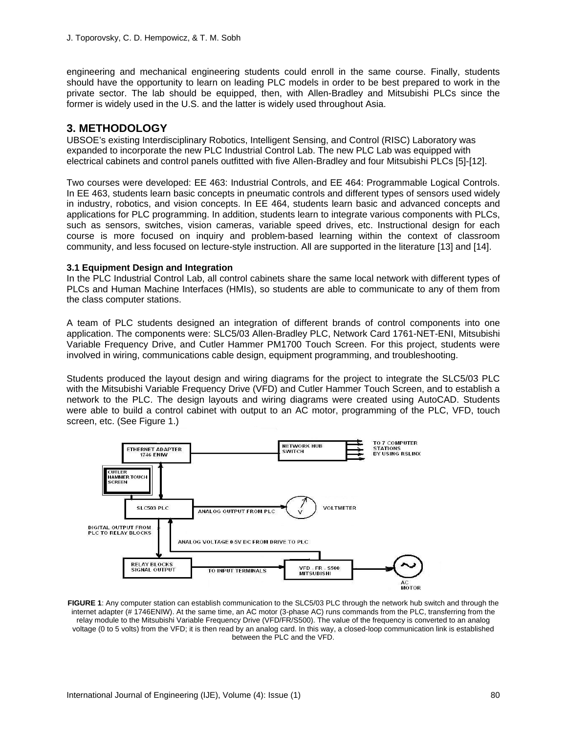engineering and mechanical engineering students could enroll in the same course. Finally, students should have the opportunity to learn on leading PLC models in order to be best prepared to work in the private sector. The lab should be equipped, then, with Allen-Bradley and Mitsubishi PLCs since the former is widely used in the U.S. and the latter is widely used throughout Asia.

## 3. METHODOLOGY

UBSOE's existing Interdisciplinary Robotics, Intelligent Sensing, and Control (RISC) Laboratory was expanded to incorporate the new PLC Industrial Control Lab. The new PLC Lab was equipped with electrical cabinets and control panels outfitted with five Allen-Bradley and four Mitsubishi PLCs [5]-[12].

Two courses were developed: EE 463: Industrial Controls, and EE 464: Programmable Logical Controls. In EE 463, students learn basic concepts in pneumatic controls and different types of sensors used widely in industry, robotics, and vision concepts. In EE 464, students learn basic and advanced concepts and applications for PLC programming. In addition, students learn to integrate various components with PLCs, such as sensors, switches, vision cameras, variable speed drives, etc. Instructional design for each course is more focused on inquiry and problem-based learning within the context of classroom community, and less focused on lecture-style instruction. All are supported in the literature [13] and [14].

### 3.1 Equipment Design and Integration

In the PLC Industrial Control Lab, all control cabinets share the same local network with different types of PLCs and Human Machine Interfaces (HMIs), so students are able to communicate to any of them from the class computer stations.

A team of PLC students designed an integration of different brands of control components into one application. The components were: SLC5/03 Allen-Bradley PLC, Network Card 1761-NET-ENI, Mitsubishi Variable Frequency Drive, and Cutler Hammer PM1700 Touch Screen. For this project, students were involved in wiring, communications cable design, equipment programming, and troubleshooting.

Students produced the layout design and wiring diagrams for the project to integrate the SLC5/03 PLC with the Mitsubishi Variable Frequency Drive (VFD) and Cutler Hammer Touch Screen, and to establish a network to the PLC. The design layouts and wiring diagrams were created using AutoCAD. Students were able to build a control cabinet with output to an AC motor, programming of the PLC, VFD, touch screen, etc. (See Figure 1.)

**FIGURE 1**: Any computer station can establish communication to the SLC5/03 PLC through the network hub switch and through the internet adapter (# 1746ENIW). At the same time, an AC motor (3-phase AC) runs commands from the PLC, transferring from the relay module to the Mitsubishi Variable Frequency Drive (VFD/FR/S500). The value of the frequency is converted to an analog voltage (0 to 5 volts) from the VFD; it is then read by an analog card. In this way, a closed-loop communication link is established between the PLC and the VFD.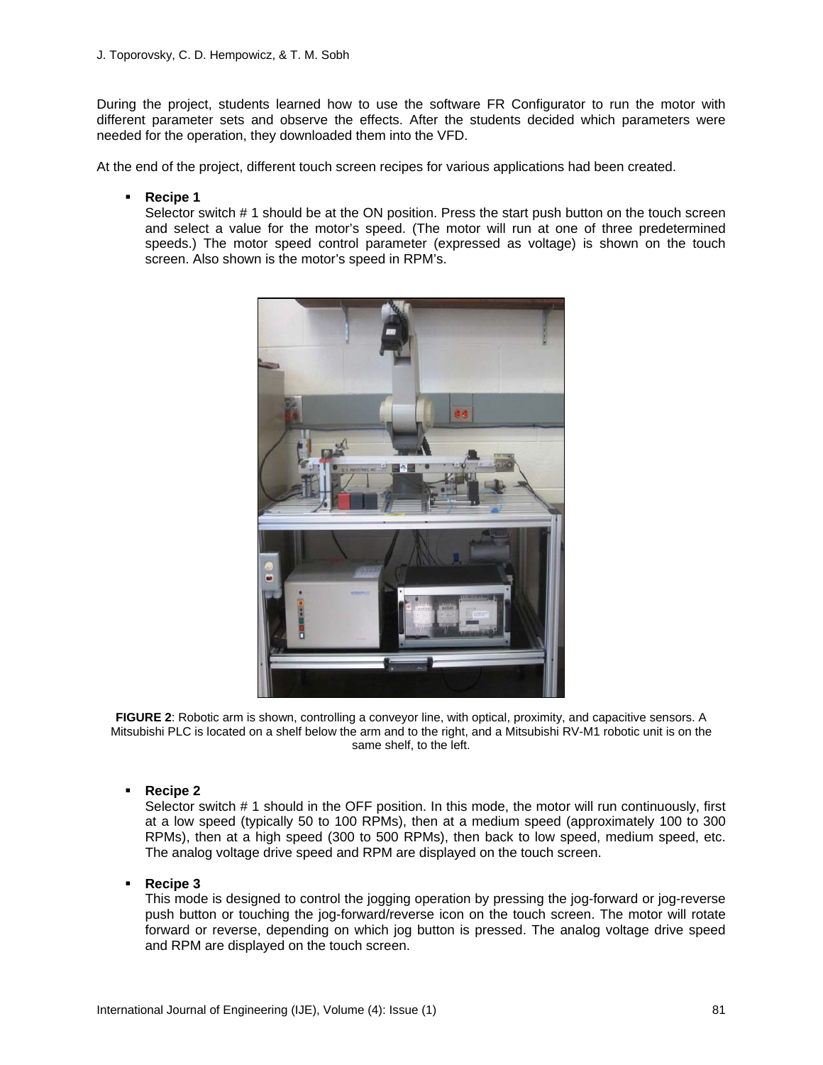During the project, students learned how to use the software FR Configurator to run the motor with different parameter sets and observe the effects. After the students decided which parameters were needed for the operation, they downloaded them into the VFD.

At the end of the project, different touch screen recipes for various applications had been created.

- **Recipe 1**
  Selector switch # 1 should be at the ON position. Press the start push button on the touch screen and select a value for the motor's speed. (The motor will run at one of three predetermined speeds.) The motor speed control parameter (expressed as voltage) is shown on the touch screen. Also shown is the motor's speed in RPM's.

**FIGURE 2**: Robotic arm is shown, controlling a conveyor line, with optical, proximity, and capacitive sensors. A Mitsubishi PLC is located on a shelf below the arm and to the right, and a Mitsubishi RV-M1 robotic unit is on the same shelf, to the left.

- **Recipe 2**
  Selector switch # 1 should in the OFF position. In this mode, the motor will run continuously, first at a low speed (typically 50 to 100 RPMs), then at a medium speed (approximately 100 to 300 RPMs), then at a high speed (300 to 500 RPMs), then back to low speed, medium speed, etc. The analog voltage drive speed and RPM are displayed on the touch screen.

- **Recipe 3**
  This mode is designed to control the jogging operation by pressing the jog-forward or jog-reverse push button or touching the jog-forward/reverse icon on the touch screen. The motor will rotate forward or reverse, depending on which jog button is pressed. The analog voltage drive speed and RPM are displayed on the touch screen.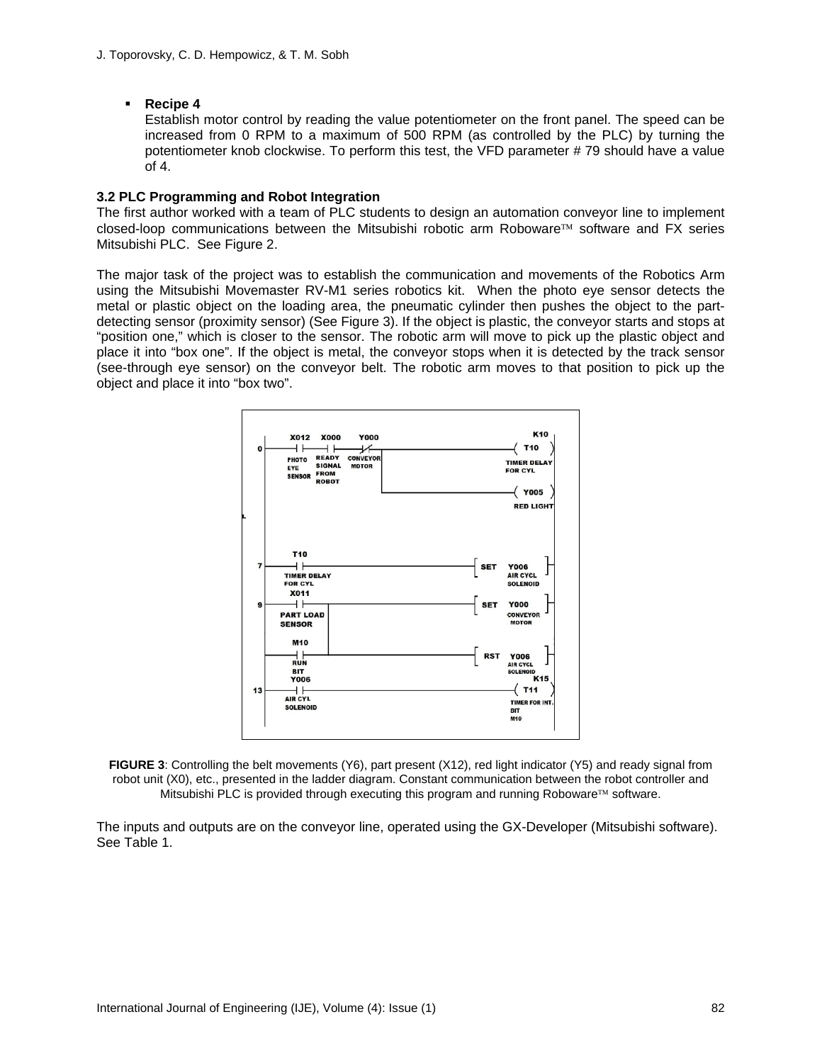- **Recipe 4**
  Establish motor control by reading the value potentiometer on the front panel. The speed can be increased from 0 RPM to a maximum of 500 RPM (as controlled by the PLC) by turning the potentiometer knob clockwise. To perform this test, the VFD parameter # 79 should have a value of 4.

### 3.2 PLC Programming and Robot Integration

The first author worked with a team of PLC students to design an automation conveyor line to implement closed-loop communications between the Mitsubishi robotic arm Roboware™ software and FX series Mitsubishi PLC. See Figure 2.

The major task of the project was to establish the communication and movements of the Robotics Arm using the Mitsubishi Movemaster RV-M1 series robotics kit. When the photo eye sensor detects the metal or plastic object on the loading area, the pneumatic cylinder then pushes the object to the part-detecting sensor (proximity sensor) (See Figure 3). If the object is plastic, the conveyor starts and stops at "position one," which is closer to the sensor. The robotic arm will move to pick up the plastic object and place it into "box one". If the object is metal, the conveyor stops when it is detected by the track sensor (see-through eye sensor) on the conveyor belt. The robotic arm moves to that position to pick up the object and place it into "box two".

**FIGURE 3**: Controlling the belt movements (Y6), part present (X12), red light indicator (Y5) and ready signal from robot unit (X0), etc., presented in the ladder diagram. Constant communication between the robot controller and Mitsubishi PLC is provided through executing this program and running Roboware™ software.

The inputs and outputs are on the conveyor line, operated using the GX-Developer (Mitsubishi software). See Table 1.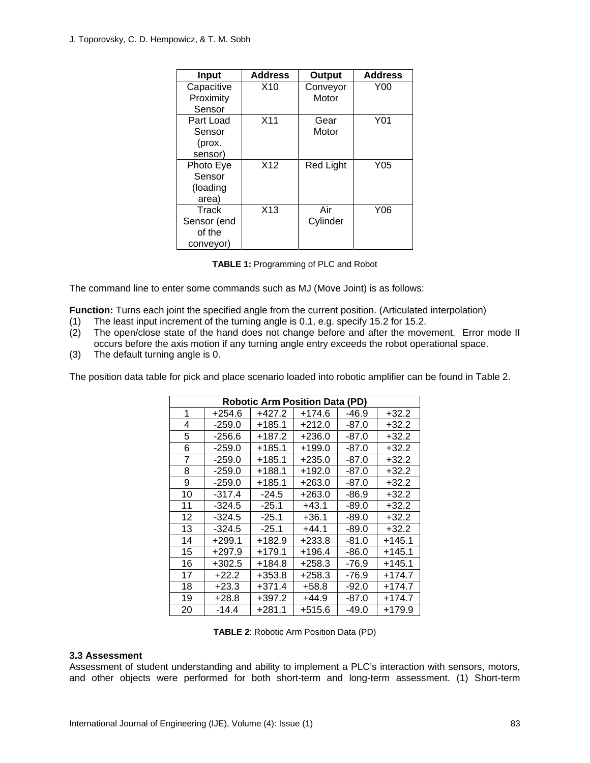| Input | Address | Output | Address |
|---|---|---|---|
| Capacitive Proximity Sensor | X10 | Conveyor Motor | Y00 |
| Part Load Sensor (prox. sensor) | X11 | Gear Motor | Y01 |
| Photo Eye Sensor (loading area) | X12 | Red Light | Y05 |
| Track Sensor (end of the conveyor) | X13 | Air Cylinder | Y06 |

**TABLE 1:** Programming of PLC and Robot

The command line to enter some commands such as MJ (Move Joint) is as follows:

**Function:** Turns each joint the specified angle from the current position. (Articulated interpolation)

(1) The least input increment of the turning angle is 0.1, e.g. specify 15.2 for 15.2.
(2) The open/close state of the hand does not change before and after the movement. Error mode II occurs before the axis motion if any turning angle entry exceeds the robot operational space.
(3) The default turning angle is 0.

The position data table for pick and place scenario loaded into robotic amplifier can be found in Table 2.

| Robotic Arm Position Data (PD) | | | | | |
|---|---|---|---|---|---|
| 1 | +254.6 | +427.2 | +174.6 | -46.9 | +32.2 |
| 4 | -259.0 | +185.1 | +212.0 | -87.0 | +32.2 |
| 5 | -256.6 | +187.2 | +236.0 | -87.0 | +32.2 |
| 6 | -259.0 | +185.1 | +199.0 | -87.0 | +32.2 |
| 7 | -259.0 | +185.1 | +235.0 | -87.0 | +32.2 |
| 8 | -259.0 | +188.1 | +192.0 | -87.0 | +32.2 |
| 9 | -259.0 | +185.1 | +263.0 | -87.0 | +32.2 |
| 10 | -317.4 | -24.5 | +263.0 | -86.9 | +32.2 |
| 11 | -324.5 | -25.1 | +43.1 | -89.0 | +32.2 |
| 12 | -324.5 | -25.1 | +36.1 | -89.0 | +32.2 |
| 13 | -324.5 | -25.1 | +44.1 | -89.0 | +32.2 |
| 14 | +299.1 | +182.9 | +233.8 | -81.0 | +145.1 |
| 15 | +297.9 | +179.1 | +196.4 | -86.0 | +145.1 |
| 16 | +302.5 | +184.8 | +258.3 | -76.9 | +145.1 |
| 17 | +22.2 | +353.8 | +258.3 | -76.9 | +174.7 |
| 18 | +23.3 | +371.4 | +58.8 | -92.0 | +174.7 |
| 19 | +28.8 | +397.2 | +44.9 | -87.0 | +174.7 |
| 20 | -14.4 | +281.1 | +515.6 | -49.0 | +179.9 |

**TABLE 2**: Robotic Arm Position Data (PD)

### 3.3 Assessment

Assessment of student understanding and ability to implement a PLC's interaction with sensors, motors, and other objects were performed for both short-term and long-term assessment. (1) Short-term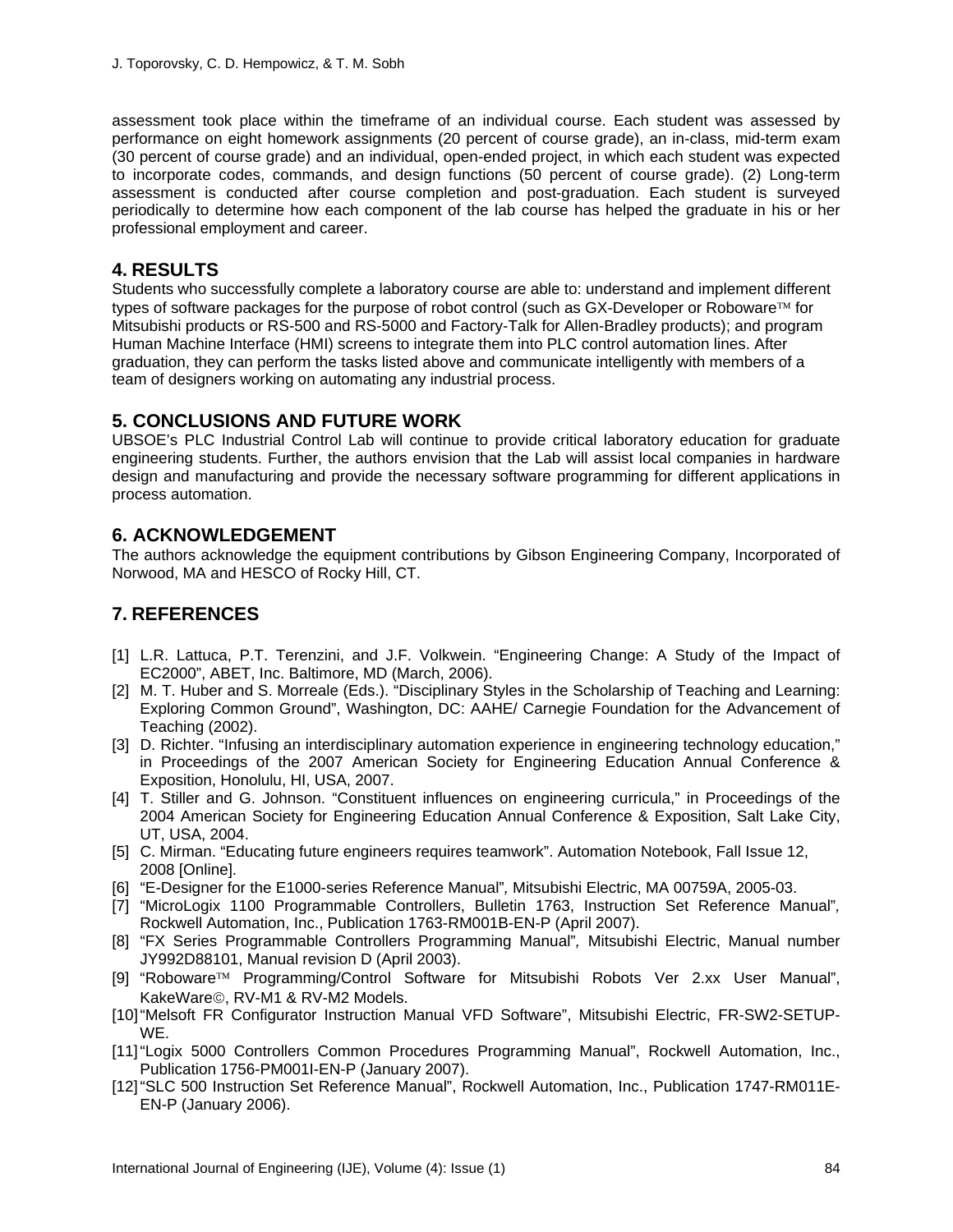assessment took place within the timeframe of an individual course. Each student was assessed by performance on eight homework assignments (20 percent of course grade), an in-class, mid-term exam (30 percent of course grade) and an individual, open-ended project, in which each student was expected to incorporate codes, commands, and design functions (50 percent of course grade). (2) Long-term assessment is conducted after course completion and post-graduation. Each student is surveyed periodically to determine how each component of the lab course has helped the graduate in his or her professional employment and career.

## 4. RESULTS

Students who successfully complete a laboratory course are able to: understand and implement different types of software packages for the purpose of robot control (such as GX-Developer or Roboware™ for Mitsubishi products or RS-500 and RS-5000 and Factory-Talk for Allen-Bradley products); and program Human Machine Interface (HMI) screens to integrate them into PLC control automation lines. After graduation, they can perform the tasks listed above and communicate intelligently with members of a team of designers working on automating any industrial process.

## 5. CONCLUSIONS AND FUTURE WORK

UBSOE's PLC Industrial Control Lab will continue to provide critical laboratory education for graduate engineering students. Further, the authors envision that the Lab will assist local companies in hardware design and manufacturing and provide the necessary software programming for different applications in process automation.

## 6. ACKNOWLEDGEMENT

The authors acknowledge the equipment contributions by Gibson Engineering Company, Incorporated of Norwood, MA and HESCO of Rocky Hill, CT.

## 7. REFERENCES

[1] L.R. Lattuca, P.T. Terenzini, and J.F. Volkwein. "Engineering Change: A Study of the Impact of EC2000", ABET, Inc. Baltimore, MD (March, 2006).

[2] M. T. Huber and S. Morreale (Eds.). "Disciplinary Styles in the Scholarship of Teaching and Learning: Exploring Common Ground", Washington, DC: AAHE/ Carnegie Foundation for the Advancement of Teaching (2002).

[3] D. Richter. "Infusing an interdisciplinary automation experience in engineering technology education," in Proceedings of the 2007 American Society for Engineering Education Annual Conference & Exposition, Honolulu, HI, USA, 2007.

[4] T. Stiller and G. Johnson. "Constituent influences on engineering curricula," in Proceedings of the 2004 American Society for Engineering Education Annual Conference & Exposition, Salt Lake City, UT, USA, 2004.

[5] C. Mirman. "Educating future engineers requires teamwork". Automation Notebook, Fall Issue 12, 2008 [Online].

[6] "E-Designer for the E1000-series Reference Manual", Mitsubishi Electric, MA 00759A, 2005-03.

[7] "MicroLogix 1100 Programmable Controllers, Bulletin 1763, Instruction Set Reference Manual", Rockwell Automation, Inc., Publication 1763-RM001B-EN-P (April 2007).

[8] "FX Series Programmable Controllers Programming Manual", Mitsubishi Electric, Manual number JY992D88101, Manual revision D (April 2003).

[9] "Roboware™ Programming/Control Software for Mitsubishi Robots Ver 2.xx User Manual", KakeWare©, RV-M1 & RV-M2 Models.

[10] "Melsoft FR Configurator Instruction Manual VFD Software", Mitsubishi Electric, FR-SW2-SETUP-WE.

[11] "Logix 5000 Controllers Common Procedures Programming Manual", Rockwell Automation, Inc., Publication 1756-PM001I-EN-P (January 2007).

[12] "SLC 500 Instruction Set Reference Manual", Rockwell Automation, Inc., Publication 1747-RM011E-EN-P (January 2006).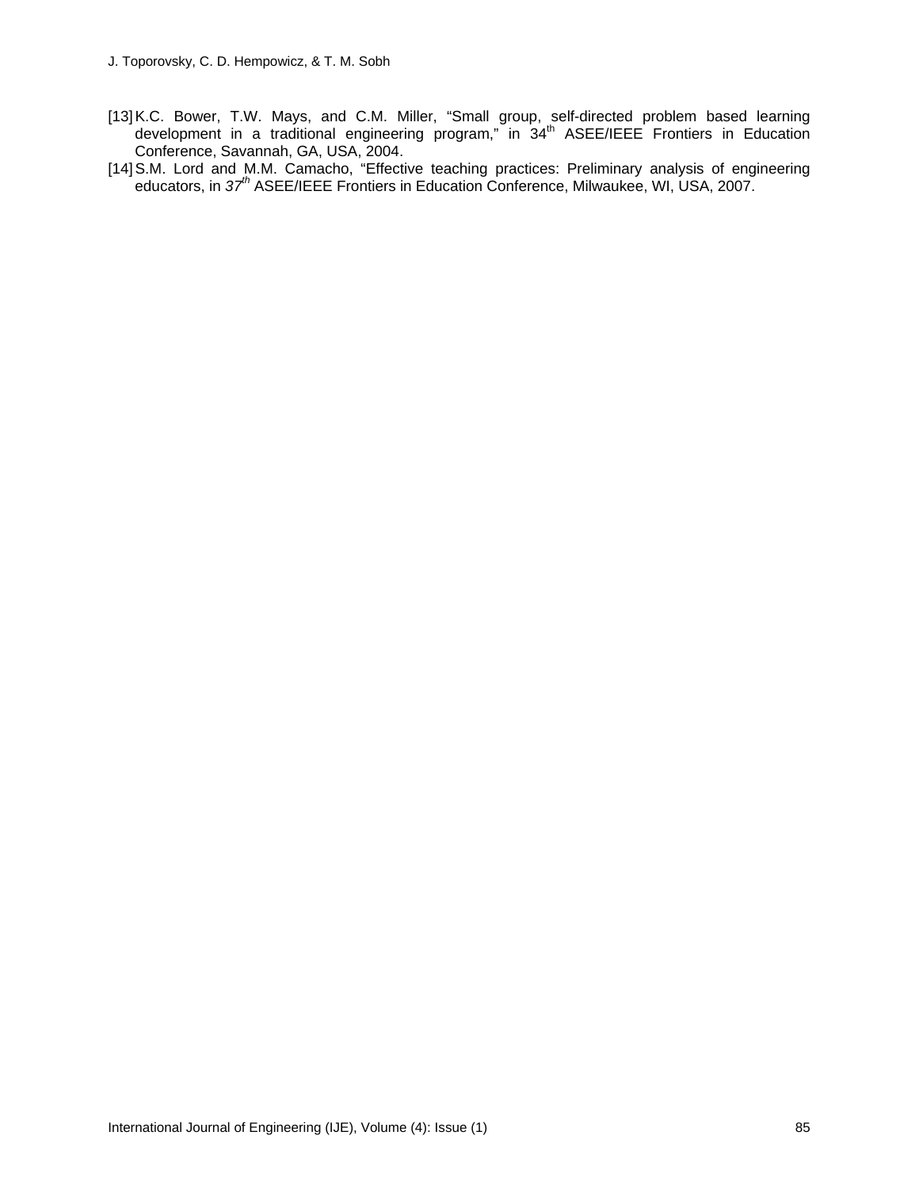[13] K.C. Bower, T.W. Mays, and C.M. Miller, “Small group, self-directed problem based learning development in a traditional engineering program,” in 34th ASEE/IEEE Frontiers in Education Conference, Savannah, GA, USA, 2004.

[14] S.M. Lord and M.M. Camacho, “Effective teaching practices: Preliminary analysis of engineering educators, in *37th* ASEE/IEEE Frontiers in Education Conference, Milwaukee, WI, USA, 2007.